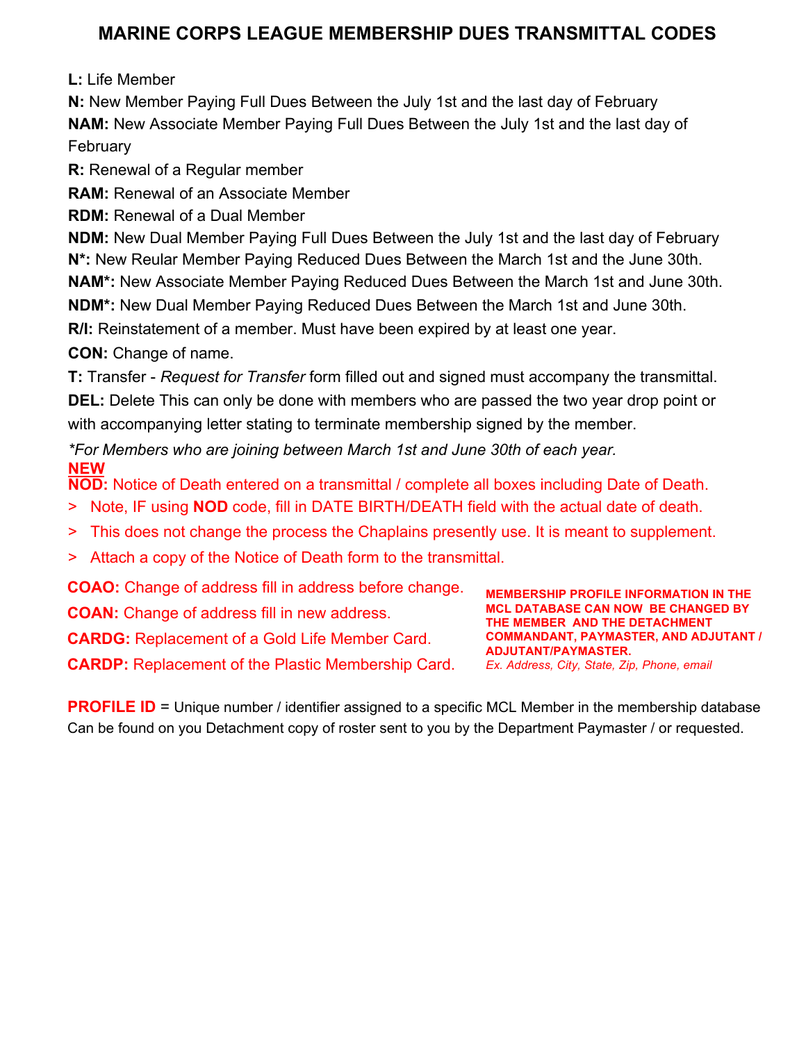# MARINE CORPS LEAGUE MEMBERSHIP DUES TRANSMITTAL CODES

**L:** Life Member

**N:** New Member Paying Full Dues Between the July 1st and the last day of February

**NAM:** New Associate Member Paying Full Dues Between the July 1st and the last day of February

**R:** Renewal of a Regular member

**RAM:** Renewal of an Associate Member

**RDM:** Renewal of a Dual Member

**NDM:** New Dual Member Paying Full Dues Between the July 1st and the last day of February

**N*:** New Reular Member Paying Reduced Dues Between the March 1st and the June 30th.

**NAM*:** New Associate Member Paying Reduced Dues Between the March 1st and June 30th.

**NDM*:** New Dual Member Paying Reduced Dues Between the March 1st and June 30th.

**R/I:** Reinstatement of a member. Must have been expired by at least one year.

**CON:** Change of name.

**T:** Transfer - *Request for Transfer* form filled out and signed must accompany the transmittal.

**DEL:** Delete This can only be done with members who are passed the two year drop point or with accompanying letter stating to terminate membership signed by the member.

*\*For Members who are joining between March 1st and June 30th of each year.*

**NEW**

**NOD:** Notice of Death entered on a transmittal / complete all boxes including Date of Death.

> Note, IF using **NOD** code, fill in DATE BIRTH/DEATH field with the actual date of death.
> 
> This does not change the process the Chaplains presently use. It is meant to supplement.
> 
> Attach a copy of the Notice of Death form to the transmittal.

**COAO:** Change of address fill in address before change.

**COAN:** Change of address fill in new address.

**CARDG:** Replacement of a Gold Life Member Card.

**CARDP:** Replacement of the Plastic Membership Card.

**MEMBERSHIP PROFILE INFORMATION IN THE MCL DATABASE CAN NOW BE CHANGED BY THE MEMBER AND THE DETACHMENT COMMANDANT, PAYMASTER, AND ADJUTANT / ADJUTANT/PAYMASTER.**
*Ex. Address, City, State, Zip, Phone, email*

**PROFILE ID** = Unique number / identifier assigned to a specific MCL Member in the membership database Can be found on you Detachment copy of roster sent to you by the Department Paymaster / or requested.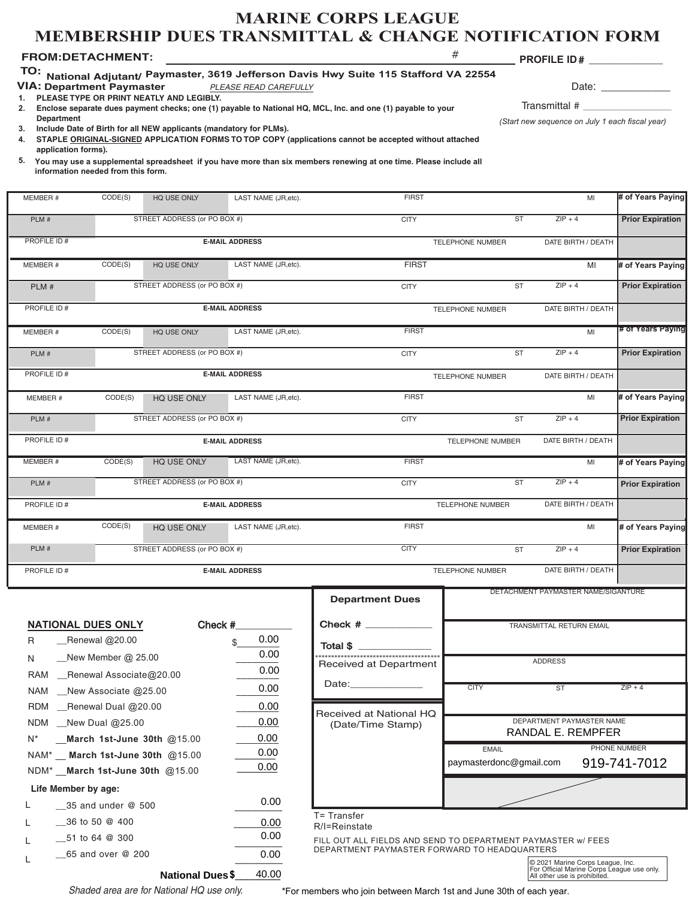# MARINE CORPS LEAGUE
# MEMBERSHIP DUES TRANSMITTAL & CHANGE NOTIFICATION FORM

**FROM:DETACHMENT:** ______________________________ # ________ **PROFILE ID #** ____________

**TO:** National Adjutant/ Paymaster, 3619 Jefferson Davis Hwy Suite 115 Stafford VA 22554

**VIA:** Department Paymaster *PLEASE READ CAREFULLY*

Date: ____________

Transmittal # ________________

*(Start new sequence on July 1 each fiscal year)*

1. **PLEASE TYPE OR PRINT NEATLY AND LEGIBLY.**
2. **Enclose separate dues payment checks; one (1) payable to National HQ, MCL, Inc. and one (1) payable to your Department**
3. **Include Date of Birth for all NEW applicants (mandatory for PLMs).**
4. **STAPLE ORIGINAL-SIGNED APPLICATION FORMS TO TOP COPY (applications cannot be accepted without attached application forms).**
5. **You may use a supplemental spreadsheet if you have more than six members renewing at one time. Please include all information needed from this form.**

| | | | | | | | | |
|---|---|---|---|---|---|---|---|---|
| MEMBER # | CODE(S) | HQ USE ONLY | LAST NAME (JR,etc). | FIRST | | | MI | **# of Years Paying** |
| PLM # | STREET ADDRESS (or PO BOX #) | | | CITY | ST | ZIP + 4 | | **Prior Expiration** |
| PROFILE ID # | **E-MAIL ADDRESS** | | | TELEPHONE NUMBER | | DATE BIRTH / DEATH | | |
| MEMBER # | CODE(S) | HQ USE ONLY | LAST NAME (JR,etc). | FIRST | | | MI | **# of Years Paying** |
| PLM # | STREET ADDRESS (or PO BOX #) | | | CITY | ST | ZIP + 4 | | **Prior Expiration** |
| PROFILE ID # | **E-MAIL ADDRESS** | | | TELEPHONE NUMBER | | DATE BIRTH / DEATH | | |
| MEMBER # | CODE(S) | HQ USE ONLY | LAST NAME (JR,etc). | FIRST | | | MI | **# of Years Paying** |
| PLM # | STREET ADDRESS (or PO BOX #) | | | CITY | ST | ZIP + 4 | | **Prior Expiration** |
| PROFILE ID # | **E-MAIL ADDRESS** | | | TELEPHONE NUMBER | | DATE BIRTH / DEATH | | |
| MEMBER # | CODE(S) | HQ USE ONLY | LAST NAME (JR,etc). | FIRST | | | MI | **# of Years Paying** |
| PLM # | STREET ADDRESS (or PO BOX #) | | | CITY | ST | ZIP + 4 | | **Prior Expiration** |
| PROFILE ID # | **E-MAIL ADDRESS** | | | TELEPHONE NUMBER | | DATE BIRTH / DEATH | | |
| MEMBER # | CODE(S) | HQ USE ONLY | LAST NAME (JR,etc). | FIRST | | | MI | **# of Years Paying** |
| PLM # | STREET ADDRESS (or PO BOX #) | | | CITY | ST | ZIP + 4 | | **Prior Expiration** |
| PROFILE ID # | **E-MAIL ADDRESS** | | | TELEPHONE NUMBER | | DATE BIRTH / DEATH | | |
| MEMBER # | CODE(S) | HQ USE ONLY | LAST NAME (JR,etc). | FIRST | | | MI | **# of Years Paying** |
| PLM # | STREET ADDRESS (or PO BOX #) | | | CITY | ST | ZIP + 4 | | **Prior Expiration** |
| PROFILE ID # | **E-MAIL ADDRESS** | | | TELEPHONE NUMBER | | DATE BIRTH / DEATH | | |

**NATIONAL DUES ONLY** **Check #**__________

| | | |
|---|---|---|
| R | __Renewal @20.00 | $ 0.00 |
| N | __New Member @ 25.00 | 0.00 |
| RAM | __Renewal Associate@20.00 | 0.00 |
| NAM | __New Associate @25.00 | 0.00 |
| RDM | __Renewal Dual @20.00 | 0.00 |
| NDM | __New Dual @25.00 | 0.00 |
| N* | **__March 1st-June 30th** @15.00 | 0.00 |
| NAM* | **__ March 1st-June 30th** @15.00 | 0.00 |
| NDM* | **__March 1st-June 30th** @15.00 | 0.00 |

**Life Member by age:**

| | | |
|---|---|---|
| L | __35 and under @ 500 | 0.00 |
| L | __36 to 50 @ 400 | 0.00 |
| L | __51 to 64 @ 300 | 0.00 |
| L | __65 and over @ 200 | 0.00 |

**National Dues** $ 40.00

*Shaded area are for National HQ use only.*

**Department Dues**

**Check #** ____________

**Total $** ____________

Received at Department

Date:_____________

Received at National HQ (Date/Time Stamp)

DETACHMENT PAYMASTER NAME/SIGANTURE

TRANSMITTAL RETURN EMAIL

ADDRESS

CITY ST ZIP + 4

DEPARTMENT PAYMASTER NAME
RANDAL E. REMPFER

EMAIL
paymasterdonc@gmail.com

PHONE NUMBER
919-741-7012

T= Transfer
R/I=Reinstate

FILL OUT ALL FIELDS AND SEND TO DEPARTMENT PAYMASTER w/ FEES
DEPARTMENT PAYMASTER FORWARD TO HEADQUARTERS

© 2021 Marine Corps League, Inc.
For Official Marine Corps League use only.
All other use is prohibited.

*For members who join between March 1st and June 30th of each year.